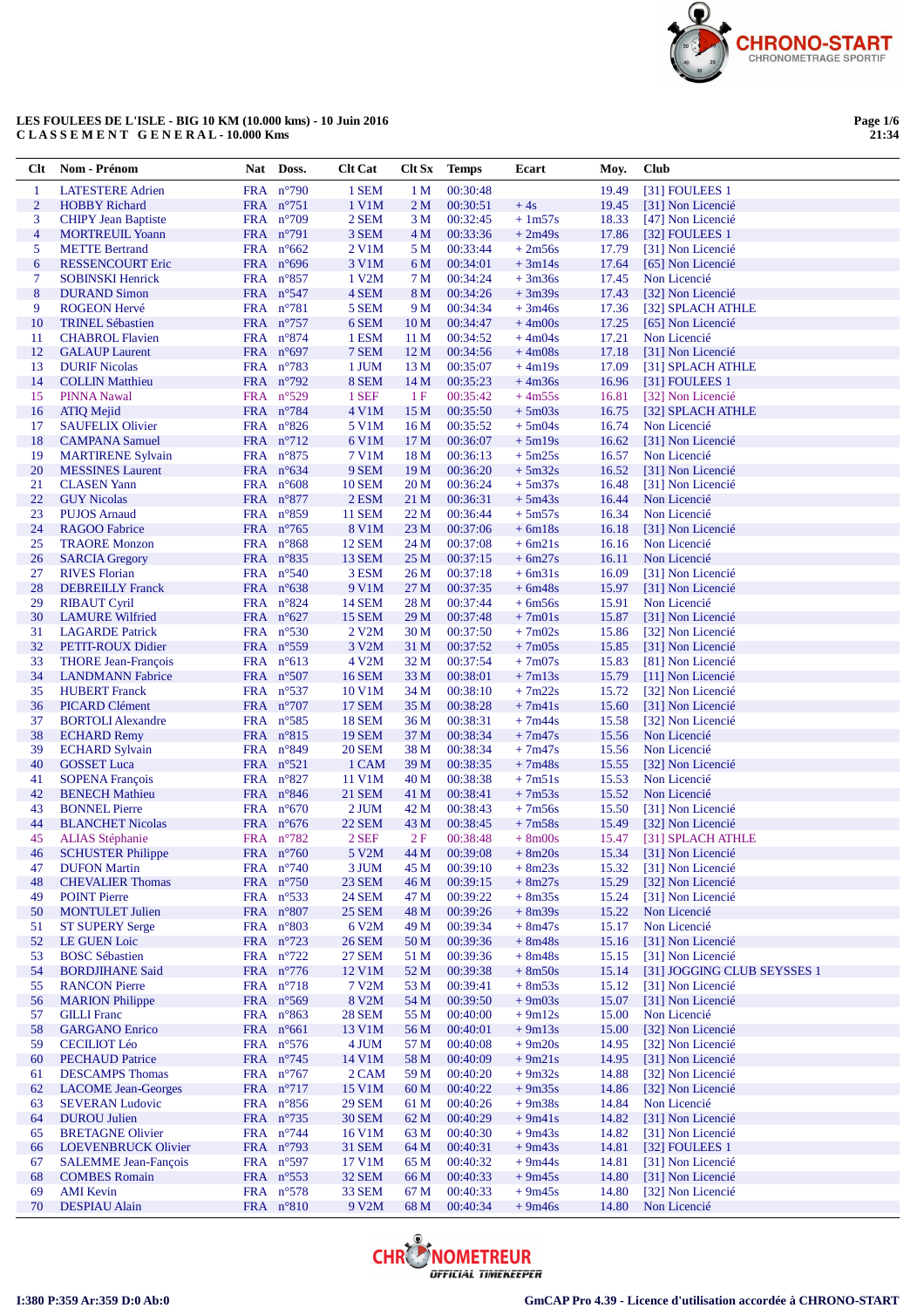LES FOULEES DE L'ISLE - BIG 10 KM (10.000 kms) - 10 Juin 2016

C L A S S E M E N T G E N E R A L - 10.000 Kms

| Clt | Nom - Prénom | Nat | Doss. | Clt Cat | Clt Sx | Temps | Ecart | Moy. | Club |
|---|---|---|---|---|---|---|---|---|---|
| 1 | LATESTERE Adrien | FRA | n°790 | 1 SEM | 1 M | 00:30:48 | | 19.49 | [31] FOULEES 1 |
| 2 | HOBBY Richard | FRA | n°751 | 1 V1M | 2 M | 00:30:51 | + 4s | 19.45 | [31] Non Licencié |
| 3 | CHIPY Jean Baptiste | FRA | n°709 | 2 SEM | 3 M | 00:32:45 | + 1m57s | 18.33 | [47] Non Licencié |
| 4 | MORTREUIL Yoann | FRA | n°791 | 3 SEM | 4 M | 00:33:36 | + 2m49s | 17.86 | [32] FOULEES 1 |
| 5 | METTE Bertrand | FRA | n°662 | 2 V1M | 5 M | 00:33:44 | + 2m56s | 17.79 | [31] Non Licencié |
| 6 | RESSENCOURT Eric | FRA | n°696 | 3 V1M | 6 M | 00:34:01 | + 3m14s | 17.64 | [65] Non Licencié |
| 7 | SOBINSKI Henrick | FRA | n°857 | 1 V2M | 7 M | 00:34:24 | + 3m36s | 17.45 | Non Licencié |
| 8 | DURAND Simon | FRA | n°547 | 4 SEM | 8 M | 00:34:26 | + 3m39s | 17.43 | [32] Non Licencié |
| 9 | ROGEON Hervé | FRA | n°781 | 5 SEM | 9 M | 00:34:34 | + 3m46s | 17.36 | [32] SPLACH ATHLE |
| 10 | TRINEL Sébastien | FRA | n°757 | 6 SEM | 10 M | 00:34:47 | + 4m00s | 17.25 | [65] Non Licencié |
| 11 | CHABROL Flavien | FRA | n°874 | 1 ESM | 11 M | 00:34:52 | + 4m04s | 17.21 | Non Licencié |
| 12 | GALAUP Laurent | FRA | n°697 | 7 SEM | 12 M | 00:34:56 | + 4m08s | 17.18 | [31] Non Licencié |
| 13 | DURIF Nicolas | FRA | n°783 | 1 JUM | 13 M | 00:35:07 | + 4m19s | 17.09 | [31] SPLACH ATHLE |
| 14 | COLLIN Matthieu | FRA | n°792 | 8 SEM | 14 M | 00:35:23 | + 4m36s | 16.96 | [31] FOULEES 1 |
| 15 | PINNA Nawal | FRA | n°529 | 1 SEF | 1 F | 00:35:42 | + 4m55s | 16.81 | [32] Non Licencié |
| 16 | ATIQ Mejid | FRA | n°784 | 4 V1M | 15 M | 00:35:50 | + 5m03s | 16.75 | [32] SPLACH ATHLE |
| 17 | SAUFELIX Olivier | FRA | n°826 | 5 V1M | 16 M | 00:35:52 | + 5m04s | 16.74 | Non Licencié |
| 18 | CAMPANA Samuel | FRA | n°712 | 6 V1M | 17 M | 00:36:07 | + 5m19s | 16.62 | [31] Non Licencié |
| 19 | MARTIRENE Sylvain | FRA | n°875 | 7 V1M | 18 M | 00:36:13 | + 5m25s | 16.57 | Non Licencié |
| 20 | MESSINES Laurent | FRA | n°634 | 9 SEM | 19 M | 00:36:20 | + 5m32s | 16.52 | [31] Non Licencié |
| 21 | CLASEN Yann | FRA | n°608 | 10 SEM | 20 M | 00:36:24 | + 5m37s | 16.48 | [31] Non Licencié |
| 22 | GUY Nicolas | FRA | n°877 | 2 ESM | 21 M | 00:36:31 | + 5m43s | 16.44 | Non Licencié |
| 23 | PUJOS Arnaud | FRA | n°859 | 11 SEM | 22 M | 00:36:44 | + 5m57s | 16.34 | Non Licencié |
| 24 | RAGOO Fabrice | FRA | n°765 | 8 V1M | 23 M | 00:37:06 | + 6m18s | 16.18 | [31] Non Licencié |
| 25 | TRAORE Monzon | FRA | n°868 | 12 SEM | 24 M | 00:37:08 | + 6m21s | 16.16 | Non Licencié |
| 26 | SARCIA Gregory | FRA | n°835 | 13 SEM | 25 M | 00:37:15 | + 6m27s | 16.11 | Non Licencié |
| 27 | RIVES Florian | FRA | n°540 | 3 ESM | 26 M | 00:37:18 | + 6m31s | 16.09 | [31] Non Licencié |
| 28 | DEBREILLY Franck | FRA | n°638 | 9 V1M | 27 M | 00:37:35 | + 6m48s | 15.97 | [31] Non Licencié |
| 29 | RIBAUT Cyril | FRA | n°824 | 14 SEM | 28 M | 00:37:44 | + 6m56s | 15.91 | Non Licencié |
| 30 | LAMURE Wilfried | FRA | n°627 | 15 SEM | 29 M | 00:37:48 | + 7m01s | 15.87 | [31] Non Licencié |
| 31 | LAGARDE Patrick | FRA | n°530 | 2 V2M | 30 M | 00:37:50 | + 7m02s | 15.86 | [32] Non Licencié |
| 32 | PETIT-ROUX Didier | FRA | n°559 | 3 V2M | 31 M | 00:37:52 | + 7m05s | 15.85 | [31] Non Licencié |
| 33 | THORE Jean-François | FRA | n°613 | 4 V2M | 32 M | 00:37:54 | + 7m07s | 15.83 | [81] Non Licencié |
| 34 | LANDMANN Fabrice | FRA | n°507 | 16 SEM | 33 M | 00:38:01 | + 7m13s | 15.79 | [11] Non Licencié |
| 35 | HUBERT Franck | FRA | n°537 | 10 V1M | 34 M | 00:38:10 | + 7m22s | 15.72 | [32] Non Licencié |
| 36 | PICARD Clément | FRA | n°707 | 17 SEM | 35 M | 00:38:28 | + 7m41s | 15.60 | [31] Non Licencié |
| 37 | BORTOLI Alexandre | FRA | n°585 | 18 SEM | 36 M | 00:38:31 | + 7m44s | 15.58 | [32] Non Licencié |
| 38 | ECHARD Remy | FRA | n°815 | 19 SEM | 37 M | 00:38:34 | + 7m47s | 15.56 | Non Licencié |
| 39 | ECHARD Sylvain | FRA | n°849 | 20 SEM | 38 M | 00:38:34 | + 7m47s | 15.56 | Non Licencié |
| 40 | GOSSET Luca | FRA | n°521 | 1 CAM | 39 M | 00:38:35 | + 7m48s | 15.55 | [32] Non Licencié |
| 41 | SOPENA François | FRA | n°827 | 11 V1M | 40 M | 00:38:38 | + 7m51s | 15.53 | Non Licencié |
| 42 | BENECH Mathieu | FRA | n°846 | 21 SEM | 41 M | 00:38:41 | + 7m53s | 15.52 | Non Licencié |
| 43 | BONNEL Pierre | FRA | n°670 | 2 JUM | 42 M | 00:38:43 | + 7m56s | 15.50 | [31] Non Licencié |
| 44 | BLANCHET Nicolas | FRA | n°676 | 22 SEM | 43 M | 00:38:45 | + 7m58s | 15.49 | [32] Non Licencié |
| 45 | ALIAS Stéphanie | FRA | n°782 | 2 SEF | 2 F | 00:38:48 | + 8m00s | 15.47 | [31] SPLACH ATHLE |
| 46 | SCHUSTER Philippe | FRA | n°760 | 5 V2M | 44 M | 00:39:08 | + 8m20s | 15.34 | [31] Non Licencié |
| 47 | DUFON Martin | FRA | n°740 | 3 JUM | 45 M | 00:39:10 | + 8m23s | 15.32 | [31] Non Licencié |
| 48 | CHEVALIER Thomas | FRA | n°750 | 23 SEM | 46 M | 00:39:15 | + 8m27s | 15.29 | [32] Non Licencié |
| 49 | POINT Pierre | FRA | n°533 | 24 SEM | 47 M | 00:39:22 | + 8m35s | 15.24 | [31] Non Licencié |
| 50 | MONTULET Julien | FRA | n°807 | 25 SEM | 48 M | 00:39:26 | + 8m39s | 15.22 | Non Licencié |
| 51 | ST SUPERY Serge | FRA | n°803 | 6 V2M | 49 M | 00:39:34 | + 8m47s | 15.17 | Non Licencié |
| 52 | LE GUEN Loic | FRA | n°723 | 26 SEM | 50 M | 00:39:36 | + 8m48s | 15.16 | [31] Non Licencié |
| 53 | BOSC Sébastien | FRA | n°722 | 27 SEM | 51 M | 00:39:36 | + 8m48s | 15.15 | [31] Non Licencié |
| 54 | BORDJIHANE Said | FRA | n°776 | 12 V1M | 52 M | 00:39:38 | + 8m50s | 15.14 | [31] JOGGING CLUB SEYSSES 1 |
| 55 | RANCON Pierre | FRA | n°718 | 7 V2M | 53 M | 00:39:41 | + 8m53s | 15.12 | [31] Non Licencié |
| 56 | MARION Philippe | FRA | n°569 | 8 V2M | 54 M | 00:39:50 | + 9m03s | 15.07 | [31] Non Licencié |
| 57 | GILLI Franc | FRA | n°863 | 28 SEM | 55 M | 00:40:00 | + 9m12s | 15.00 | Non Licencié |
| 58 | GARGANO Enrico | FRA | n°661 | 13 V1M | 56 M | 00:40:01 | + 9m13s | 15.00 | [32] Non Licencié |
| 59 | CECILIOT Léo | FRA | n°576 | 4 JUM | 57 M | 00:40:08 | + 9m20s | 14.95 | [32] Non Licencié |
| 60 | PECHAUD Patrice | FRA | n°745 | 14 V1M | 58 M | 00:40:09 | + 9m21s | 14.95 | [31] Non Licencié |
| 61 | DESCAMPS Thomas | FRA | n°767 | 2 CAM | 59 M | 00:40:20 | + 9m32s | 14.88 | [32] Non Licencié |
| 62 | LACOME Jean-Georges | FRA | n°717 | 15 V1M | 60 M | 00:40:22 | + 9m35s | 14.86 | [32] Non Licencié |
| 63 | SEVERAN Ludovic | FRA | n°856 | 29 SEM | 61 M | 00:40:26 | + 9m38s | 14.84 | Non Licencié |
| 64 | DUROU Julien | FRA | n°735 | 30 SEM | 62 M | 00:40:29 | + 9m41s | 14.82 | [31] Non Licencié |
| 65 | BRETAGNE Olivier | FRA | n°744 | 16 V1M | 63 M | 00:40:30 | + 9m43s | 14.82 | [31] Non Licencié |
| 66 | LOEVENBRUCK Olivier | FRA | n°793 | 31 SEM | 64 M | 00:40:31 | + 9m43s | 14.81 | [32] FOULEES 1 |
| 67 | SALEMME Jean-Françoise | FRA | n°597 | 17 V1M | 65 M | 00:40:32 | + 9m44s | 14.81 | [31] Non Licencié |
| 68 | COMBES Romain | FRA | n°553 | 32 SEM | 66 M | 00:40:33 | + 9m45s | 14.80 | [31] Non Licencié |
| 69 | AMI Kevin | FRA | n°578 | 33 SEM | 67 M | 00:40:33 | + 9m45s | 14.80 | [32] Non Licencié |
| 70 | DESPIAU Alain | FRA | n°810 | 9 V2M | 68 M | 00:40:34 | + 9m46s | 14.80 | Non Licencié |

I:380 P:359 Ar:359 D:0 Ab:0

GmCAP Pro 4.39 - Licence d'utilisation accordée à CHRONO-START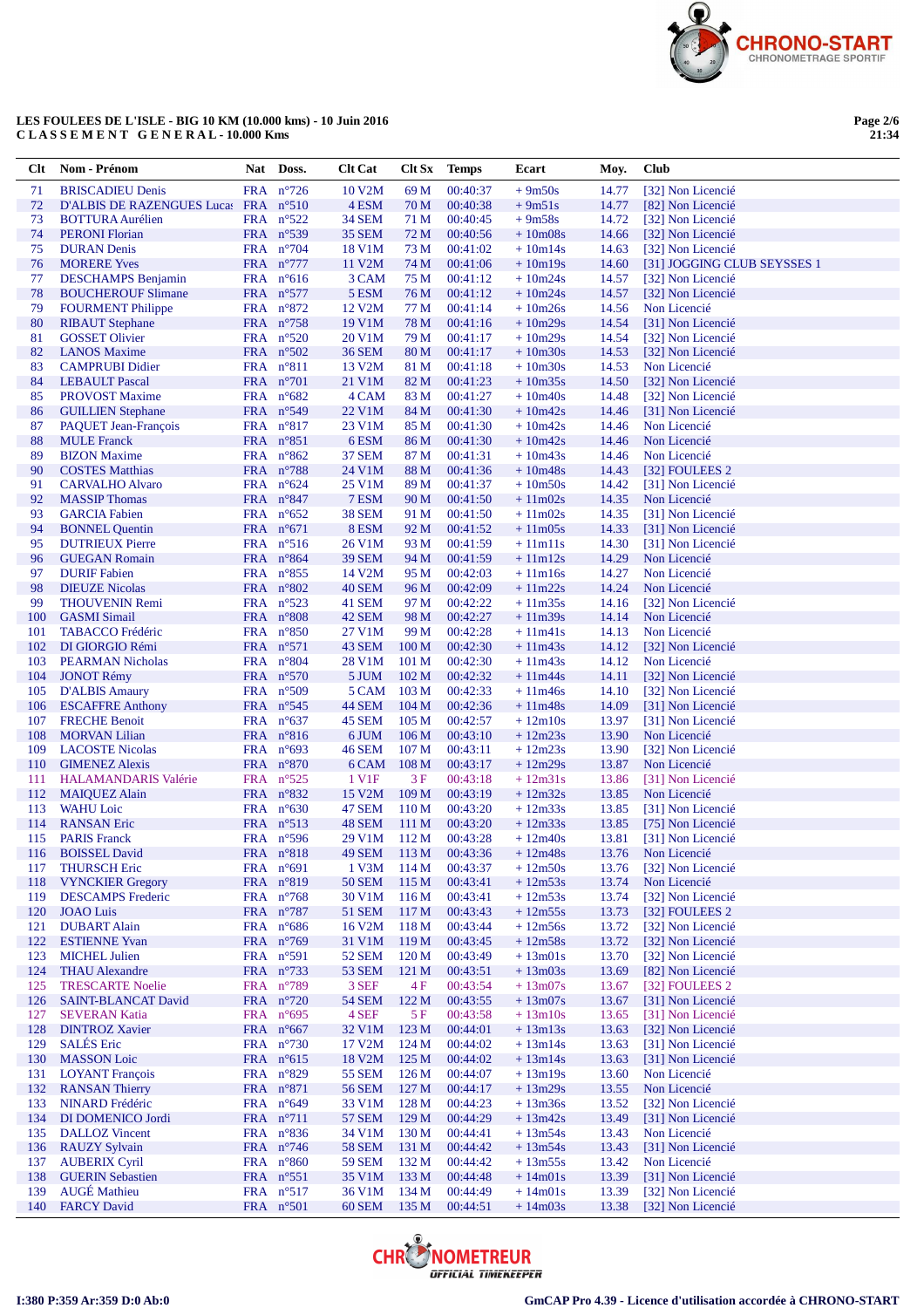LES FOULEES DE L'ISLE - BIG 10 KM (10.000 kms) - 10 Juin 2016

CLASSEMENT GENERAL - 10.000 Kms

| Clt | Nom - Prénom | Nat | Doss. | Clt Cat | Clt Sx | Temps | Ecart | Moy. | Club |
|---|---|---|---|---|---|---|---|---|---|
| 71 | BRISCADIEU Denis | FRA | n°726 | 10 V2M | 69 M | 00:40:37 | + 9m50s | 14.77 | [32] Non Licencié |
| 72 | D'ALBIS DE RAZENGUES Lucas | FRA | n°510 | 4 ESM | 70 M | 00:40:38 | + 9m51s | 14.77 | [82] Non Licencié |
| 73 | BOTTURA Aurélien | FRA | n°522 | 34 SEM | 71 M | 00:40:45 | + 9m58s | 14.72 | [32] Non Licencié |
| 74 | PERONI Florian | FRA | n°539 | 35 SEM | 72 M | 00:40:56 | + 10m08s | 14.66 | [32] Non Licencié |
| 75 | DURAN Denis | FRA | n°704 | 18 V1M | 73 M | 00:41:02 | + 10m14s | 14.63 | [32] Non Licencié |
| 76 | MORERE Yves | FRA | n°777 | 11 V2M | 74 M | 00:41:06 | + 10m19s | 14.60 | [31] JOGGING CLUB SEYSSES 1 |
| 77 | DESCHAMPS Benjamin | FRA | n°616 | 3 CAM | 75 M | 00:41:12 | + 10m24s | 14.57 | [32] Non Licencié |
| 78 | BOUCHEROUF Slimane | FRA | n°577 | 5 ESM | 76 M | 00:41:12 | + 10m24s | 14.57 | [32] Non Licencié |
| 79 | FOURMENT Philippe | FRA | n°872 | 12 V2M | 77 M | 00:41:14 | + 10m26s | 14.56 | Non Licencié |
| 80 | RIBAUT Stephane | FRA | n°758 | 19 V1M | 78 M | 00:41:16 | + 10m29s | 14.54 | [31] Non Licencié |
| 81 | GOSSET Olivier | FRA | n°520 | 20 V1M | 79 M | 00:41:17 | + 10m29s | 14.54 | [32] Non Licencié |
| 82 | LANOS Maxime | FRA | n°502 | 36 SEM | 80 M | 00:41:17 | + 10m30s | 14.53 | [32] Non Licencié |
| 83 | CAMPRUBI Didier | FRA | n°811 | 13 V2M | 81 M | 00:41:18 | + 10m30s | 14.53 | Non Licencié |
| 84 | LEBAULT Pascal | FRA | n°701 | 21 V1M | 82 M | 00:41:23 | + 10m35s | 14.50 | [32] Non Licencié |
| 85 | PROVOST Maxime | FRA | n°682 | 4 CAM | 83 M | 00:41:27 | + 10m40s | 14.48 | [32] Non Licencié |
| 86 | GUILLIEN Stephane | FRA | n°549 | 22 V1M | 84 M | 00:41:30 | + 10m42s | 14.46 | [31] Non Licencié |
| 87 | PAQUET Jean-François | FRA | n°817 | 23 V1M | 85 M | 00:41:30 | + 10m42s | 14.46 | Non Licencié |
| 88 | MULE Franck | FRA | n°851 | 6 ESM | 86 M | 00:41:30 | + 10m42s | 14.46 | Non Licencié |
| 89 | BIZON Maxime | FRA | n°862 | 37 SEM | 87 M | 00:41:31 | + 10m43s | 14.46 | Non Licencié |
| 90 | COSTES Matthias | FRA | n°788 | 24 V1M | 88 M | 00:41:36 | + 10m48s | 14.43 | [32] FOULEES 2 |
| 91 | CARVALHO Alvaro | FRA | n°624 | 25 V1M | 89 M | 00:41:37 | + 10m50s | 14.42 | [31] Non Licencié |
| 92 | MASSIP Thomas | FRA | n°847 | 7 ESM | 90 M | 00:41:50 | + 11m02s | 14.35 | Non Licencié |
| 93 | GARCIA Fabien | FRA | n°652 | 38 SEM | 91 M | 00:41:50 | + 11m02s | 14.35 | [31] Non Licencié |
| 94 | BONNEL Quentin | FRA | n°671 | 8 ESM | 92 M | 00:41:52 | + 11m05s | 14.33 | [31] Non Licencié |
| 95 | DUTRIEUX Pierre | FRA | n°516 | 26 V1M | 93 M | 00:41:59 | + 11m11s | 14.30 | [31] Non Licencié |
| 96 | GUEGAN Romain | FRA | n°864 | 39 SEM | 94 M | 00:41:59 | + 11m12s | 14.29 | Non Licencié |
| 97 | DURIF Fabien | FRA | n°855 | 14 V2M | 95 M | 00:42:03 | + 11m16s | 14.27 | Non Licencié |
| 98 | DIEUZE Nicolas | FRA | n°802 | 40 SEM | 96 M | 00:42:09 | + 11m22s | 14.24 | Non Licencié |
| 99 | THOUVENIN Remi | FRA | n°523 | 41 SEM | 97 M | 00:42:22 | + 11m35s | 14.16 | [32] Non Licencié |
| 100 | GASMI Simail | FRA | n°808 | 42 SEM | 98 M | 00:42:27 | + 11m39s | 14.14 | Non Licencié |
| 101 | TABACCO Frédéric | FRA | n°850 | 27 V1M | 99 M | 00:42:28 | + 11m41s | 14.13 | Non Licencié |
| 102 | DI GIORGIO Rémi | FRA | n°571 | 43 SEM | 100 M | 00:42:30 | + 11m43s | 14.12 | [32] Non Licencié |
| 103 | PEARMAN Nicholas | FRA | n°804 | 28 V1M | 101 M | 00:42:30 | + 11m43s | 14.12 | Non Licencié |
| 104 | JONOT Rémy | FRA | n°570 | 5 JUM | 102 M | 00:42:32 | + 11m44s | 14.11 | [32] Non Licencié |
| 105 | D'ALBIS Amaury | FRA | n°509 | 5 CAM | 103 M | 00:42:33 | + 11m46s | 14.10 | [32] Non Licencié |
| 106 | ESCAFFRE Anthony | FRA | n°545 | 44 SEM | 104 M | 00:42:36 | + 11m48s | 14.09 | [31] Non Licencié |
| 107 | FRECHE Benoit | FRA | n°637 | 45 SEM | 105 M | 00:42:57 | + 12m10s | 13.97 | [31] Non Licencié |
| 108 | MORVAN Lilian | FRA | n°816 | 6 JUM | 106 M | 00:43:10 | + 12m23s | 13.90 | Non Licencié |
| 109 | LACOSTE Nicolas | FRA | n°693 | 46 SEM | 107 M | 00:43:11 | + 12m23s | 13.90 | [32] Non Licencié |
| 110 | GIMENEZ Alexis | FRA | n°870 | 6 CAM | 108 M | 00:43:17 | + 12m29s | 13.87 | Non Licencié |
| 111 | HALAMANDARIS Valérie | FRA | n°525 | 1 V1F | 3 F | 00:43:18 | + 12m31s | 13.86 | [31] Non Licencié |
| 112 | MAIQUEZ Alain | FRA | n°832 | 15 V2M | 109 M | 00:43:19 | + 12m32s | 13.85 | Non Licencié |
| 113 | WAHU Loic | FRA | n°630 | 47 SEM | 110 M | 00:43:20 | + 12m33s | 13.85 | [31] Non Licencié |
| 114 | RANSAN Eric | FRA | n°513 | 48 SEM | 111 M | 00:43:20 | + 12m33s | 13.85 | [75] Non Licencié |
| 115 | PARIS Franck | FRA | n°596 | 29 V1M | 112 M | 00:43:28 | + 12m40s | 13.81 | [31] Non Licencié |
| 116 | BOISSEL David | FRA | n°818 | 49 SEM | 113 M | 00:43:36 | + 12m48s | 13.76 | Non Licencié |
| 117 | THURSCH Eric | FRA | n°691 | 1 V3M | 114 M | 00:43:37 | + 12m50s | 13.76 | [32] Non Licencié |
| 118 | VYNCKIER Gregory | FRA | n°819 | 50 SEM | 115 M | 00:43:41 | + 12m53s | 13.74 | Non Licencié |
| 119 | DESCAMPS Frederic | FRA | n°768 | 30 V1M | 116 M | 00:43:41 | + 12m53s | 13.74 | [32] Non Licencié |
| 120 | JOAO Luis | FRA | n°787 | 51 SEM | 117 M | 00:43:43 | + 12m55s | 13.73 | [32] FOULEES 2 |
| 121 | DUBART Alain | FRA | n°686 | 16 V2M | 118 M | 00:43:44 | + 12m56s | 13.72 | [32] Non Licencié |
| 122 | ESTIENNE Yvan | FRA | n°769 | 31 V1M | 119 M | 00:43:45 | + 12m58s | 13.72 | [32] Non Licencié |
| 123 | MICHEL Julien | FRA | n°591 | 52 SEM | 120 M | 00:43:49 | + 13m01s | 13.70 | [32] Non Licencié |
| 124 | THAU Alexandre | FRA | n°733 | 53 SEM | 121 M | 00:43:51 | + 13m03s | 13.69 | [82] Non Licencié |
| 125 | TRESCARTE Noelie | FRA | n°789 | 3 SEF | 4 F | 00:43:54 | + 13m07s | 13.67 | [32] FOULEES 2 |
| 126 | SAINT-BLANCAT David | FRA | n°720 | 54 SEM | 122 M | 00:43:55 | + 13m07s | 13.67 | [31] Non Licencié |
| 127 | SEVERAN Katia | FRA | n°695 | 4 SEF | 5 F | 00:43:58 | + 13m10s | 13.65 | [31] Non Licencié |
| 128 | DINTROZ Xavier | FRA | n°667 | 32 V1M | 123 M | 00:44:01 | + 13m13s | 13.63 | [32] Non Licencié |
| 129 | SALÉS Eric | FRA | n°730 | 17 V2M | 124 M | 00:44:02 | + 13m14s | 13.63 | [31] Non Licencié |
| 130 | MASSON Loic | FRA | n°615 | 18 V2M | 125 M | 00:44:02 | + 13m14s | 13.63 | [31] Non Licencié |
| 131 | LOYANT François | FRA | n°829 | 55 SEM | 126 M | 00:44:07 | + 13m19s | 13.60 | Non Licencié |
| 132 | RANSAN Thierry | FRA | n°871 | 56 SEM | 127 M | 00:44:17 | + 13m29s | 13.55 | Non Licencié |
| 133 | NINARD Frédéric | FRA | n°649 | 33 V1M | 128 M | 00:44:23 | + 13m36s | 13.52 | [32] Non Licencié |
| 134 | DI DOMENICO Jordi | FRA | n°711 | 57 SEM | 129 M | 00:44:29 | + 13m42s | 13.49 | [31] Non Licencié |
| 135 | DALLOZ Vincent | FRA | n°836 | 34 V1M | 130 M | 00:44:41 | + 13m54s | 13.43 | Non Licencié |
| 136 | RAUZY Sylvain | FRA | n°746 | 58 SEM | 131 M | 00:44:42 | + 13m54s | 13.43 | [31] Non Licencié |
| 137 | AUBERIX Cyril | FRA | n°860 | 59 SEM | 132 M | 00:44:42 | + 13m55s | 13.42 | Non Licencié |
| 138 | GUERIN Sebastien | FRA | n°551 | 35 V1M | 133 M | 00:44:48 | + 14m01s | 13.39 | [31] Non Licencié |
| 139 | AUGÉ Mathieu | FRA | n°517 | 36 V1M | 134 M | 00:44:49 | + 14m01s | 13.39 | [32] Non Licencié |
| 140 | FARCY David | FRA | n°501 | 60 SEM | 135 M | 00:44:51 | + 14m03s | 13.38 | [32] Non Licencié |

I:380 P:359 Ar:359 D:0 Ab:0

GmCAP Pro 4.39 - Licence d'utilisation accordée à CHRONO-START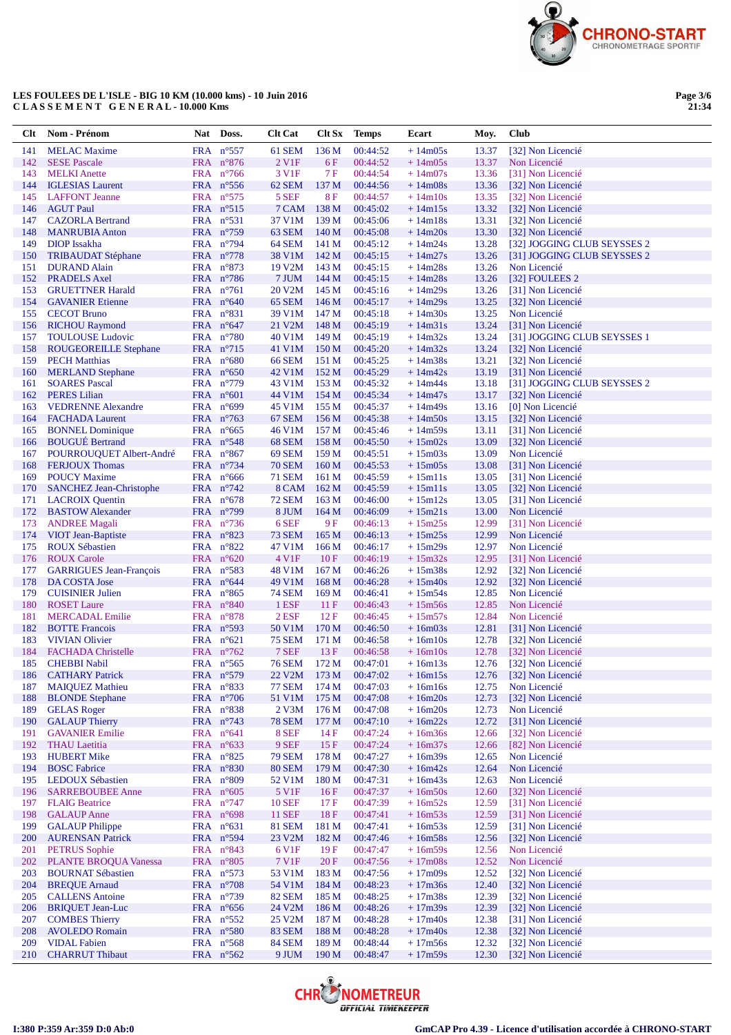LES FOULEES DE L'ISLE - BIG 10 KM (10.000 kms) - 10 Juin 2016
C L A S S E M E N T   G E N E R A L - 10.000 Kms

| Clt | Nom - Prénom | Nat | Doss. | Clt Cat | Clt Sx | Temps | Ecart | Moy. | Club |
|---|---|---|---|---|---|---|---|---|---|
| 141 | MELAC Maxime | FRA | n°557 | 61 SEM | 136 M | 00:44:52 | + 14m05s | 13.37 | [32] Non Licencié |
| 142 | SESE Pascale | FRA | n°876 | 2 V1F | 6 F | 00:44:52 | + 14m05s | 13.37 | Non Licencié |
| 143 | MELKI Anette | FRA | n°766 | 3 V1F | 7 F | 00:44:54 | + 14m07s | 13.36 | [31] Non Licencié |
| 144 | IGLESIAS Laurent | FRA | n°556 | 62 SEM | 137 M | 00:44:56 | + 14m08s | 13.36 | [32] Non Licencié |
| 145 | LAFFONT Jeanne | FRA | n°575 | 5 SEF | 8 F | 00:44:57 | + 14m10s | 13.35 | [32] Non Licencié |
| 146 | AGUT Paul | FRA | n°515 | 7 CAM | 138 M | 00:45:02 | + 14m15s | 13.32 | [32] Non Licencié |
| 147 | CAZORLA Bertrand | FRA | n°531 | 37 V1M | 139 M | 00:45:06 | + 14m18s | 13.31 | [32] Non Licencié |
| 148 | MANRUBIA Anton | FRA | n°759 | 63 SEM | 140 M | 00:45:08 | + 14m20s | 13.30 | [32] Non Licencié |
| 149 | DIOP Issakha | FRA | n°794 | 64 SEM | 141 M | 00:45:12 | + 14m24s | 13.28 | [32] JOGGING CLUB SEYSSES 2 |
| 150 | TRIBAUDAT Stéphane | FRA | n°778 | 38 V1M | 142 M | 00:45:15 | + 14m27s | 13.26 | [31] JOGGING CLUB SEYSSES 2 |
| 151 | DURAND Alain | FRA | n°873 | 19 V2M | 143 M | 00:45:15 | + 14m28s | 13.26 | Non Licencié |
| 152 | PRADELS Axel | FRA | n°786 | 7 JUM | 144 M | 00:45:15 | + 14m28s | 13.26 | [32] FOULEES 2 |
| 153 | GRUETTNER Harald | FRA | n°761 | 20 V2M | 145 M | 00:45:16 | + 14m29s | 13.26 | [31] Non Licencié |
| 154 | GAVANIER Etienne | FRA | n°640 | 65 SEM | 146 M | 00:45:17 | + 14m29s | 13.25 | [32] Non Licencié |
| 155 | CECOT Bruno | FRA | n°831 | 39 V1M | 147 M | 00:45:18 | + 14m30s | 13.25 | Non Licencié |
| 156 | RICHOU Raymond | FRA | n°647 | 21 V2M | 148 M | 00:45:19 | + 14m31s | 13.24 | [31] Non Licencié |
| 157 | TOULOUSE Ludovic | FRA | n°780 | 40 V1M | 149 M | 00:45:19 | + 14m32s | 13.24 | [31] JOGGING CLUB SEYSSES 1 |
| 158 | ROUGEOREILLE Stephane | FRA | n°715 | 41 V1M | 150 M | 00:45:20 | + 14m32s | 13.24 | [32] Non Licencié |
| 159 | PECH Matthias | FRA | n°680 | 66 SEM | 151 M | 00:45:25 | + 14m38s | 13.21 | [32] Non Licencié |
| 160 | MERLAND Stephane | FRA | n°650 | 42 V1M | 152 M | 00:45:29 | + 14m42s | 13.19 | [31] Non Licencié |
| 161 | SOARES Pascal | FRA | n°779 | 43 V1M | 153 M | 00:45:32 | + 14m44s | 13.18 | [31] JOGGING CLUB SEYSSES 2 |
| 162 | PERES Lilian | FRA | n°601 | 44 V1M | 154 M | 00:45:34 | + 14m47s | 13.17 | [32] Non Licencié |
| 163 | VEDRENNE Alexandre | FRA | n°699 | 45 V1M | 155 M | 00:45:37 | + 14m49s | 13.16 | [0] Non Licencié |
| 164 | FACHADA Laurent | FRA | n°763 | 67 SEM | 156 M | 00:45:38 | + 14m50s | 13.15 | [32] Non Licencié |
| 165 | BONNEL Dominique | FRA | n°665 | 46 V1M | 157 M | 00:45:46 | + 14m59s | 13.11 | [31] Non Licencié |
| 166 | BOUGUÉ Bertrand | FRA | n°548 | 68 SEM | 158 M | 00:45:50 | + 15m02s | 13.09 | [32] Non Licencié |
| 167 | POURROUQUET Albert-André | FRA | n°867 | 69 SEM | 159 M | 00:45:51 | + 15m03s | 13.09 | Non Licencié |
| 168 | FERJOUX Thomas | FRA | n°734 | 70 SEM | 160 M | 00:45:53 | + 15m05s | 13.08 | [31] Non Licencié |
| 169 | POUCY Maxime | FRA | n°666 | 71 SEM | 161 M | 00:45:59 | + 15m11s | 13.05 | [31] Non Licencié |
| 170 | SANCHEZ Jean-Christophe | FRA | n°742 | 8 CAM | 162 M | 00:45:59 | + 15m11s | 13.05 | [32] Non Licencié |
| 171 | LACROIX Quentin | FRA | n°678 | 72 SEM | 163 M | 00:46:00 | + 15m12s | 13.05 | [31] Non Licencié |
| 172 | BASTOW Alexander | FRA | n°799 | 8 JUM | 164 M | 00:46:09 | + 15m21s | 13.00 | Non Licencié |
| 173 | ANDREE Magali | FRA | n°736 | 6 SEF | 9 F | 00:46:13 | + 15m25s | 12.99 | [31] Non Licencié |
| 174 | VIOT Jean-Baptiste | FRA | n°823 | 73 SEM | 165 M | 00:46:13 | + 15m25s | 12.99 | Non Licencié |
| 175 | ROUX Sébastien | FRA | n°822 | 47 V1M | 166 M | 00:46:17 | + 15m29s | 12.97 | Non Licencié |
| 176 | ROUX Carole | FRA | n°620 | 4 V1F | 10 F | 00:46:19 | + 15m32s | 12.95 | [31] Non Licencié |
| 177 | GARRIGUES Jean-François | FRA | n°583 | 48 V1M | 167 M | 00:46:26 | + 15m38s | 12.92 | [32] Non Licencié |
| 178 | DA COSTA Jose | FRA | n°644 | 49 V1M | 168 M | 00:46:28 | + 15m40s | 12.92 | [32] Non Licencié |
| 179 | CUISINIER Julien | FRA | n°865 | 74 SEM | 169 M | 00:46:41 | + 15m54s | 12.85 | Non Licencié |
| 180 | ROSET Laure | FRA | n°840 | 1 ESF | 11 F | 00:46:43 | + 15m56s | 12.85 | Non Licencié |
| 181 | MERCADAL Emilie | FRA | n°878 | 2 ESF | 12 F | 00:46:45 | + 15m57s | 12.84 | Non Licencié |
| 182 | BOTTE Francois | FRA | n°593 | 50 V1M | 170 M | 00:46:50 | + 16m03s | 12.81 | [31] Non Licencié |
| 183 | VIVIAN Olivier | FRA | n°621 | 75 SEM | 171 M | 00:46:58 | + 16m10s | 12.78 | [32] Non Licencié |
| 184 | FACHADA Christelle | FRA | n°762 | 7 SEF | 13 F | 00:46:58 | + 16m10s | 12.78 | [32] Non Licencié |
| 185 | CHEBBI Nabil | FRA | n°565 | 76 SEM | 172 M | 00:47:01 | + 16m13s | 12.76 | [32] Non Licencié |
| 186 | CATHARY Patrick | FRA | n°579 | 22 V2M | 173 M | 00:47:02 | + 16m15s | 12.76 | [32] Non Licencié |
| 187 | MAIQUEZ Mathieu | FRA | n°833 | 77 SEM | 174 M | 00:47:03 | + 16m16s | 12.75 | Non Licencié |
| 188 | BLONDE Stephane | FRA | n°706 | 51 V1M | 175 M | 00:47:08 | + 16m20s | 12.73 | [32] Non Licencié |
| 189 | GELAS Roger | FRA | n°838 | 2 V3M | 176 M | 00:47:08 | + 16m20s | 12.73 | Non Licencié |
| 190 | GALAUP Thierry | FRA | n°743 | 78 SEM | 177 M | 00:47:10 | + 16m22s | 12.72 | [31] Non Licencié |
| 191 | GAVANIER Emilie | FRA | n°641 | 8 SEF | 14 F | 00:47:24 | + 16m36s | 12.66 | [32] Non Licencié |
| 192 | THAU Laetitia | FRA | n°633 | 9 SEF | 15 F | 00:47:24 | + 16m37s | 12.66 | [82] Non Licencié |
| 193 | HUBERT Mike | FRA | n°825 | 79 SEM | 178 M | 00:47:27 | + 16m39s | 12.65 | Non Licencié |
| 194 | BOSC Fabrice | FRA | n°830 | 80 SEM | 179 M | 00:47:30 | + 16m42s | 12.64 | Non Licencié |
| 195 | LEDOUX Sébastien | FRA | n°809 | 52 V1M | 180 M | 00:47:31 | + 16m43s | 12.63 | Non Licencié |
| 196 | SARREBOUBEE Anne | FRA | n°605 | 5 V1F | 16 F | 00:47:37 | + 16m50s | 12.60 | [32] Non Licencié |
| 197 | FLAIG Beatrice | FRA | n°747 | 10 SEF | 17 F | 00:47:39 | + 16m52s | 12.59 | [31] Non Licencié |
| 198 | GALAUP Anne | FRA | n°698 | 11 SEF | 18 F | 00:47:41 | + 16m53s | 12.59 | [31] Non Licencié |
| 199 | GALAUP Philippe | FRA | n°631 | 81 SEM | 181 M | 00:47:41 | + 16m53s | 12.59 | [31] Non Licencié |
| 200 | AURENSAN Patrick | FRA | n°594 | 23 V2M | 182 M | 00:47:46 | + 16m58s | 12.56 | [32] Non Licencié |
| 201 | PETRUS Sophie | FRA | n°843 | 6 V1F | 19 F | 00:47:47 | + 16m59s | 12.56 | Non Licencié |
| 202 | PLANTE BROQUA Vanessa | FRA | n°805 | 7 V1F | 20 F | 00:47:56 | + 17m08s | 12.52 | Non Licencié |
| 203 | BOURNAT Sébastien | FRA | n°573 | 53 V1M | 183 M | 00:47:56 | + 17m09s | 12.52 | [32] Non Licencié |
| 204 | BREQUE Arnaud | FRA | n°708 | 54 V1M | 184 M | 00:48:23 | + 17m36s | 12.40 | [32] Non Licencié |
| 205 | CALLENS Antoine | FRA | n°739 | 82 SEM | 185 M | 00:48:25 | + 17m38s | 12.39 | [32] Non Licencié |
| 206 | BRIQUET Jean-Luc | FRA | n°656 | 24 V2M | 186 M | 00:48:26 | + 17m39s | 12.39 | [32] Non Licencié |
| 207 | COMBES Thierry | FRA | n°552 | 25 V2M | 187 M | 00:48:28 | + 17m40s | 12.38 | [31] Non Licencié |
| 208 | AVOLEDO Romain | FRA | n°580 | 83 SEM | 188 M | 00:48:28 | + 17m40s | 12.38 | [32] Non Licencié |
| 209 | VIDAL Fabien | FRA | n°568 | 84 SEM | 189 M | 00:48:44 | + 17m56s | 12.32 | [32] Non Licencié |
| 210 | CHARRUT Thibaut | FRA | n°562 | 9 JUM | 190 M | 00:48:47 | + 17m59s | 12.30 | [32] Non Licencié |

I:380 P:359 Ar:359 D:0 Ab:0

GmCAP Pro 4.39 - Licence d'utilisation accordée à CHRONO-START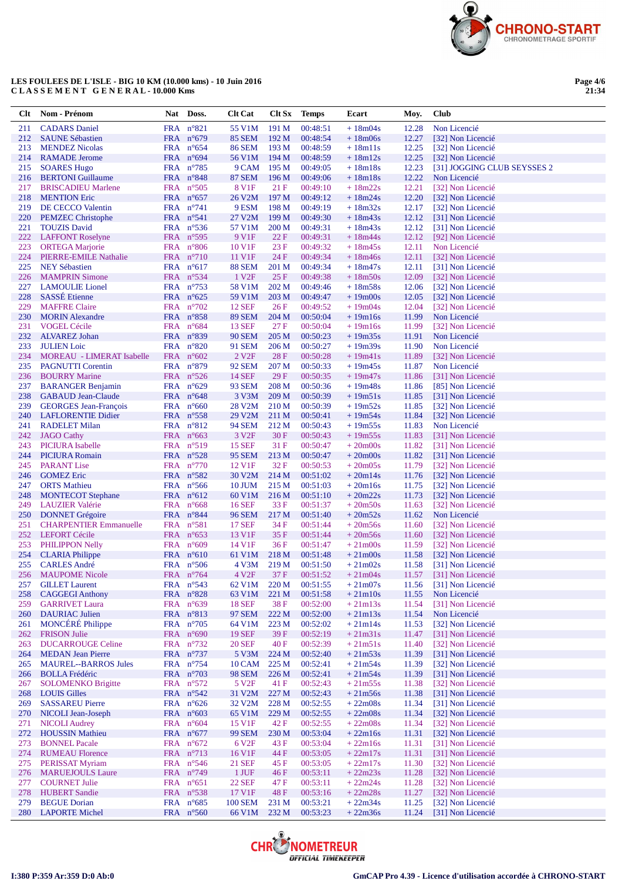LES FOULEES DE L'ISLE - BIG 10 KM (10.000 kms) - 10 Juin 2016
C L A S S E M E N T   G E N E R A L - 10.000 Kms

Page 4/6
21:34

| Clt | Nom - Prénom | Nat | Doss. | Clt Cat | Clt Sx | Temps | Ecart | Moy. | Club |
|---|---|---|---|---|---|---|---|---|---|
| 211 | CADARS Daniel | FRA | n°821 | 55 V1M | 191 M | 00:48:51 | + 18m04s | 12.28 | Non Licencié |
| 212 | SAUNE Sébastien | FRA | n°679 | 85 SEM | 192 M | 00:48:54 | + 18m06s | 12.27 | [32] Non Licencié |
| 213 | MENDEZ Nicolas | FRA | n°654 | 86 SEM | 193 M | 00:48:59 | + 18m11s | 12.25 | [32] Non Licencié |
| 214 | RAMADE Jerome | FRA | n°694 | 56 V1M | 194 M | 00:48:59 | + 18m12s | 12.25 | [32] Non Licencié |
| 215 | SOARES Hugo | FRA | n°785 | 9 CAM | 195 M | 00:49:05 | + 18m18s | 12.23 | [31] JOGGING CLUB SEYSSES 2 |
| 216 | BERTONI Guillaume | FRA | n°848 | 87 SEM | 196 M | 00:49:06 | + 18m18s | 12.22 | Non Licencié |
| 217 | BRISCADIEU Marlene | FRA | n°505 | 8 V1F | 21 F | 00:49:10 | + 18m22s | 12.21 | [32] Non Licencié |
| 218 | MENTION Eric | FRA | n°657 | 26 V2M | 197 M | 00:49:12 | + 18m24s | 12.20 | [32] Non Licencié |
| 219 | DE CECCO Valentin | FRA | n°741 | 9 ESM | 198 M | 00:49:19 | + 18m32s | 12.17 | [32] Non Licencié |
| 220 | PEMZEC Christophe | FRA | n°541 | 27 V2M | 199 M | 00:49:30 | + 18m43s | 12.12 | [31] Non Licencié |
| 221 | TOUZIS David | FRA | n°536 | 57 V1M | 200 M | 00:49:31 | + 18m43s | 12.12 | [31] Non Licencié |
| 222 | LAFFONT Roselyne | FRA | n°595 | 9 V1F | 22 F | 00:49:31 | + 18m44s | 12.12 | [92] Non Licencié |
| 223 | ORTEGA Marjorie | FRA | n°806 | 10 V1F | 23 F | 00:49:32 | + 18m45s | 12.11 | Non Licencié |
| 224 | PIERRE-EMILE Nathalie | FRA | n°710 | 11 V1F | 24 F | 00:49:34 | + 18m46s | 12.11 | [32] Non Licencié |
| 225 | NEY Sébastien | FRA | n°617 | 88 SEM | 201 M | 00:49:34 | + 18m47s | 12.11 | [31] Non Licencié |
| 226 | MAMPRIN Simone | FRA | n°534 | 1 V2F | 25 F | 00:49:38 | + 18m50s | 12.09 | [32] Non Licencié |
| 227 | LAMOULIE Lionel | FRA | n°753 | 58 V1M | 202 M | 00:49:46 | + 18m58s | 12.06 | [32] Non Licencié |
| 228 | SASSÉ Etienne | FRA | n°625 | 59 V1M | 203 M | 00:49:47 | + 19m00s | 12.05 | [32] Non Licencié |
| 229 | MAFFRE Claire | FRA | n°702 | 12 SEF | 26 F | 00:49:52 | + 19m04s | 12.04 | [32] Non Licencié |
| 230 | MORIN Alexandre | FRA | n°858 | 89 SEM | 204 M | 00:50:04 | + 19m16s | 11.99 | Non Licencié |
| 231 | VOGEL Cécile | FRA | n°684 | 13 SEF | 27 F | 00:50:04 | + 19m16s | 11.99 | [32] Non Licencié |
| 232 | ALVAREZ Johan | FRA | n°839 | 90 SEM | 205 M | 00:50:23 | + 19m35s | 11.91 | Non Licencié |
| 233 | JULIEN Loic | FRA | n°820 | 91 SEM | 206 M | 00:50:27 | + 19m39s | 11.90 | Non Licencié |
| 234 | MOREAU - LIMERAT Isabelle | FRA | n°602 | 2 V2F | 28 F | 00:50:28 | + 19m41s | 11.89 | [32] Non Licencié |
| 235 | PAGNUTTI Corentin | FRA | n°879 | 92 SEM | 207 M | 00:50:33 | + 19m45s | 11.87 | Non Licencié |
| 236 | BOURRY Marine | FRA | n°526 | 14 SEF | 29 F | 00:50:35 | + 19m47s | 11.86 | [31] Non Licencié |
| 237 | BARANGER Benjamin | FRA | n°629 | 93 SEM | 208 M | 00:50:36 | + 19m48s | 11.86 | [85] Non Licencié |
| 238 | GABAUD Jean-Claude | FRA | n°648 | 3 V3M | 209 M | 00:50:39 | + 19m51s | 11.85 | [31] Non Licencié |
| 239 | GEORGES Jean-François | FRA | n°660 | 28 V2M | 210 M | 00:50:39 | + 19m52s | 11.85 | [32] Non Licencié |
| 240 | LAFLORENTIE Didier | FRA | n°558 | 29 V2M | 211 M | 00:50:41 | + 19m54s | 11.84 | [32] Non Licencié |
| 241 | RADELET Milan | FRA | n°812 | 94 SEM | 212 M | 00:50:43 | + 19m55s | 11.83 | Non Licencié |
| 242 | JAGO Cathy | FRA | n°663 | 3 V2F | 30 F | 00:50:43 | + 19m55s | 11.83 | [31] Non Licencié |
| 243 | PICIURA Isabelle | FRA | n°519 | 15 SEF | 31 F | 00:50:47 | + 20m00s | 11.82 | [31] Non Licencié |
| 244 | PICIURA Romain | FRA | n°528 | 95 SEM | 213 M | 00:50:47 | + 20m00s | 11.82 | [31] Non Licencié |
| 245 | PARANT Lise | FRA | n°770 | 12 V1F | 32 F | 00:50:53 | + 20m05s | 11.79 | [32] Non Licencié |
| 246 | GOMEZ Eric | FRA | n°582 | 30 V2M | 214 M | 00:51:02 | + 20m14s | 11.76 | [32] Non Licencié |
| 247 | ORTS Mathieu | FRA | n°566 | 10 JUM | 215 M | 00:51:03 | + 20m16s | 11.75 | [32] Non Licencié |
| 248 | MONTECOT Stephane | FRA | n°612 | 60 V1M | 216 M | 00:51:10 | + 20m22s | 11.73 | [32] Non Licencié |
| 249 | LAUZIER Valérie | FRA | n°668 | 16 SEF | 33 F | 00:51:37 | + 20m50s | 11.63 | [32] Non Licencié |
| 250 | DONNET Grégoire | FRA | n°844 | 96 SEM | 217 M | 00:51:40 | + 20m52s | 11.62 | Non Licencié |
| 251 | CHARPENTIER Emmanuelle | FRA | n°581 | 17 SEF | 34 F | 00:51:44 | + 20m56s | 11.60 | [32] Non Licencié |
| 252 | LEFORT Cécile | FRA | n°653 | 13 V1F | 35 F | 00:51:44 | + 20m56s | 11.60 | [32] Non Licencié |
| 253 | PHILIPPON Nelly | FRA | n°609 | 14 V1F | 36 F | 00:51:47 | + 21m00s | 11.59 | [32] Non Licencié |
| 254 | CLARIA Philippe | FRA | n°610 | 61 V1M | 218 M | 00:51:48 | + 21m00s | 11.58 | [32] Non Licencié |
| 255 | CARLES André | FRA | n°506 | 4 V3M | 219 M | 00:51:50 | + 21m02s | 11.58 | [31] Non Licencié |
| 256 | MAUPOME Nicole | FRA | n°764 | 4 V2F | 37 F | 00:51:52 | + 21m04s | 11.57 | [31] Non Licencié |
| 257 | GILLET Laurent | FRA | n°543 | 62 V1M | 220 M | 00:51:55 | + 21m07s | 11.56 | [31] Non Licencié |
| 258 | CAGGEGI Anthony | FRA | n°828 | 63 V1M | 221 M | 00:51:58 | + 21m10s | 11.55 | Non Licencié |
| 259 | GARRIVET Laura | FRA | n°639 | 18 SEF | 38 F | 00:52:00 | + 21m13s | 11.54 | [31] Non Licencié |
| 260 | DAURIAC Julien | FRA | n°813 | 97 SEM | 222 M | 00:52:00 | + 21m13s | 11.54 | Non Licencié |
| 261 | MONCÉRÉ Philippe | FRA | n°705 | 64 V1M | 223 M | 00:52:02 | + 21m14s | 11.53 | [32] Non Licencié |
| 262 | FRISON Julie | FRA | n°690 | 19 SEF | 39 F | 00:52:19 | + 21m31s | 11.47 | [31] Non Licencié |
| 263 | DUCARROUGE Celine | FRA | n°732 | 20 SEF | 40 F | 00:52:39 | + 21m51s | 11.40 | [32] Non Licencié |
| 264 | MEDAN Jean Pierre | FRA | n°737 | 5 V3M | 224 M | 00:52:40 | + 21m53s | 11.39 | [31] Non Licencié |
| 265 | MAUREL--BARROS Jules | FRA | n°754 | 10 CAM | 225 M | 00:52:41 | + 21m54s | 11.39 | [32] Non Licencié |
| 266 | BOLLA Frédéric | FRA | n°703 | 98 SEM | 226 M | 00:52:41 | + 21m54s | 11.39 | [31] Non Licencié |
| 267 | SOLOMENKO Brigitte | FRA | n°572 | 5 V2F | 41 F | 00:52:43 | + 21m55s | 11.38 | [32] Non Licencié |
| 268 | LOUIS Gilles | FRA | n°542 | 31 V2M | 227 M | 00:52:43 | + 21m56s | 11.38 | [31] Non Licencié |
| 269 | SASSAREU Pierre | FRA | n°626 | 32 V2M | 228 M | 00:52:55 | + 22m08s | 11.34 | [31] Non Licencié |
| 270 | NICOLI Jean-Joseph | FRA | n°603 | 65 V1M | 229 M | 00:52:55 | + 22m08s | 11.34 | [32] Non Licencié |
| 271 | NICOLI Audrey | FRA | n°604 | 15 V1F | 42 F | 00:52:55 | + 22m08s | 11.34 | [32] Non Licencié |
| 272 | HOUSSIN Mathieu | FRA | n°677 | 99 SEM | 230 M | 00:53:04 | + 22m16s | 11.31 | [32] Non Licencié |
| 273 | BONNEL Pacale | FRA | n°672 | 6 V2F | 43 F | 00:53:04 | + 22m16s | 11.31 | [31] Non Licencié |
| 274 | RUMEAU Florence | FRA | n°713 | 16 V1F | 44 F | 00:53:05 | + 22m17s | 11.31 | [31] Non Licencié |
| 275 | PERISSAT Myriam | FRA | n°546 | 21 SEF | 45 F | 00:53:05 | + 22m17s | 11.30 | [32] Non Licencié |
| 276 | MARUEJOULS Laure | FRA | n°749 | 1 JUF | 46 F | 00:53:11 | + 22m23s | 11.28 | [32] Non Licencié |
| 277 | COURNET Julie | FRA | n°651 | 22 SEF | 47 F | 00:53:11 | + 22m24s | 11.28 | [32] Non Licencié |
| 278 | HUBERT Sandie | FRA | n°538 | 17 V1F | 48 F | 00:53:16 | + 22m28s | 11.27 | [32] Non Licencié |
| 279 | BEGUE Dorian | FRA | n°685 | 100 SEM | 231 M | 00:53:21 | + 22m34s | 11.25 | [32] Non Licencié |
| 280 | LAPORTE Michel | FRA | n°560 | 66 V1M | 232 M | 00:53:23 | + 22m36s | 11.24 | [31] Non Licencié |

I:380 P:359 Ar:359 D:0 Ab:0

GmCAP Pro 4.39 - Licence d'utilisation accordée à CHRONO-START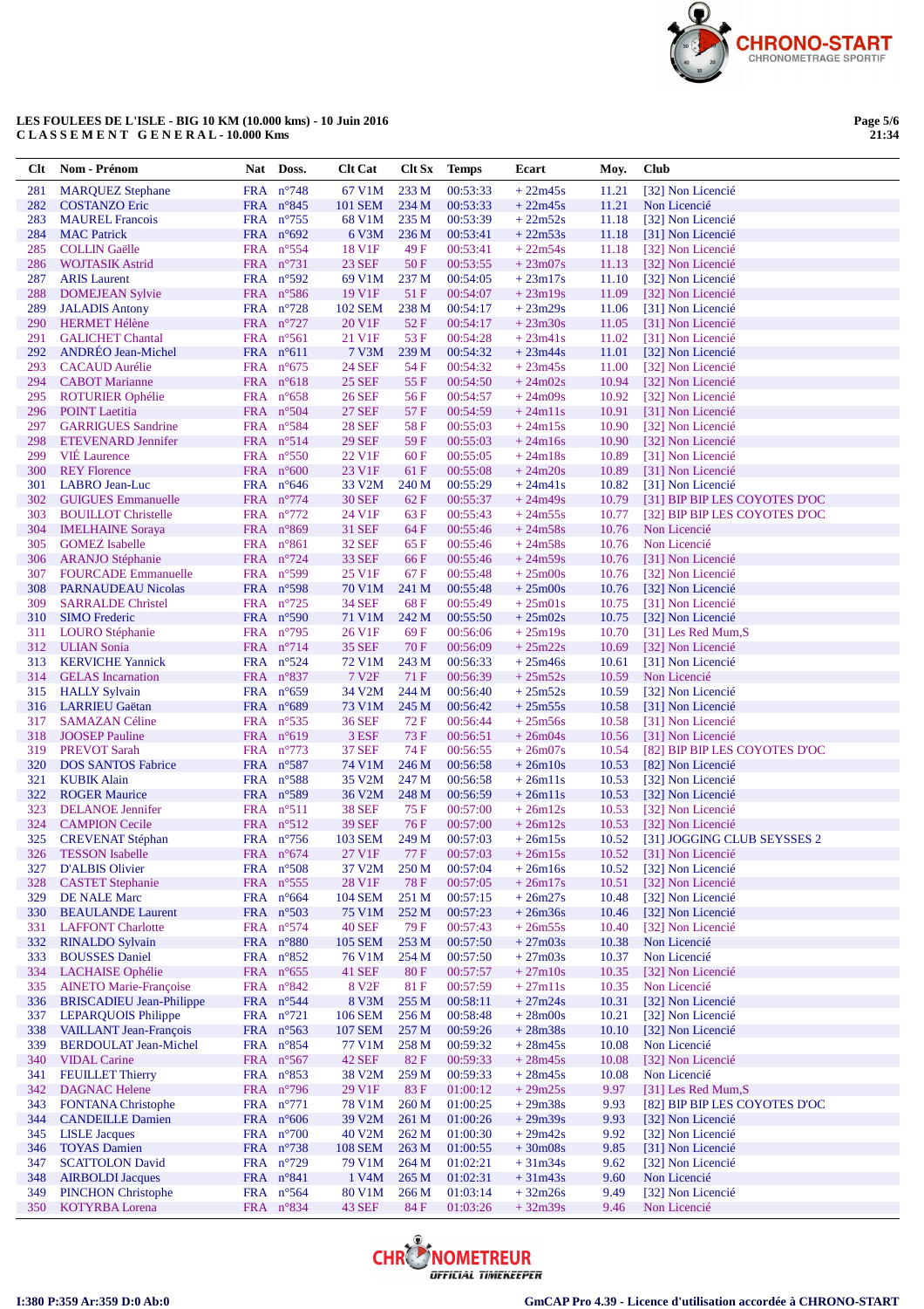LES FOULEES DE L'ISLE - BIG 10 KM (10.000 kms) - 10 Juin 2016
C L A S S E M E N T   G E N E R A L - 10.000 Kms

| Clt | Nom - Prénom | Nat | Doss. | Clt Cat | Clt Sx | Temps | Ecart | Moy. | Club |
|---|---|---|---|---|---|---|---|---|---|
| 281 | MARQUEZ Stephane | FRA | n°748 | 67 V1M | 233 M | 00:53:33 | + 22m45s | 11.21 | [32] Non Licencié |
| 282 | COSTANZO Eric | FRA | n°845 | 101 SEM | 234 M | 00:53:33 | + 22m45s | 11.21 | Non Licencié |
| 283 | MAUREL Francois | FRA | n°755 | 68 V1M | 235 M | 00:53:39 | + 22m52s | 11.18 | [32] Non Licencié |
| 284 | MAC Patrick | FRA | n°692 | 6 V3M | 236 M | 00:53:41 | + 22m53s | 11.18 | [31] Non Licencié |
| 285 | COLLIN Gaëlle | FRA | n°554 | 18 V1F | 49 F | 00:53:41 | + 22m54s | 11.18 | [32] Non Licencié |
| 286 | WOJTASIK Astrid | FRA | n°731 | 23 SEF | 50 F | 00:53:55 | + 23m07s | 11.13 | [32] Non Licencié |
| 287 | ARIS Laurent | FRA | n°592 | 69 V1M | 237 M | 00:54:05 | + 23m17s | 11.10 | [32] Non Licencié |
| 288 | DOMEJEAN Sylvie | FRA | n°586 | 19 V1F | 51 F | 00:54:07 | + 23m19s | 11.09 | [32] Non Licencié |
| 289 | JALADIS Antony | FRA | n°728 | 102 SEM | 238 M | 00:54:17 | + 23m29s | 11.06 | [31] Non Licencié |
| 290 | HERMET Hélène | FRA | n°727 | 20 V1F | 52 F | 00:54:17 | + 23m30s | 11.05 | [31] Non Licencié |
| 291 | GALICHET Chantal | FRA | n°561 | 21 V1F | 53 F | 00:54:28 | + 23m41s | 11.02 | [31] Non Licencié |
| 292 | ANDRÉO Jean-Michel | FRA | n°611 | 7 V3M | 239 M | 00:54:32 | + 23m44s | 11.01 | [32] Non Licencié |
| 293 | CACAUD Aurélie | FRA | n°675 | 24 SEF | 54 F | 00:54:32 | + 23m45s | 11.00 | [32] Non Licencié |
| 294 | CABOT Marianne | FRA | n°618 | 25 SEF | 55 F | 00:54:50 | + 24m02s | 10.94 | [32] Non Licencié |
| 295 | ROTURIER Ophélie | FRA | n°658 | 26 SEF | 56 F | 00:54:57 | + 24m09s | 10.92 | [32] Non Licencié |
| 296 | POINT Laetitia | FRA | n°504 | 27 SEF | 57 F | 00:54:59 | + 24m11s | 10.91 | [31] Non Licencié |
| 297 | GARRIGUES Sandrine | FRA | n°584 | 28 SEF | 58 F | 00:55:03 | + 24m15s | 10.90 | [32] Non Licencié |
| 298 | ETEVENARD Jennifer | FRA | n°514 | 29 SEF | 59 F | 00:55:03 | + 24m16s | 10.90 | [32] Non Licencié |
| 299 | VIÉ Laurence | FRA | n°550 | 22 V1F | 60 F | 00:55:05 | + 24m18s | 10.89 | [31] Non Licencié |
| 300 | REY Florence | FRA | n°600 | 23 V1F | 61 F | 00:55:08 | + 24m20s | 10.89 | [31] Non Licencié |
| 301 | LABRO Jean-Luc | FRA | n°646 | 33 V2M | 240 M | 00:55:29 | + 24m41s | 10.82 | [31] Non Licencié |
| 302 | GUIGUES Emmanuelle | FRA | n°774 | 30 SEF | 62 F | 00:55:37 | + 24m49s | 10.79 | [31] BIP BIP LES COYOTES D'OC |
| 303 | BOUILLOT Christelle | FRA | n°772 | 24 V1F | 63 F | 00:55:43 | + 24m55s | 10.77 | [32] BIP BIP LES COYOTES D'OC |
| 304 | IMELHAINE Soraya | FRA | n°869 | 31 SEF | 64 F | 00:55:46 | + 24m58s | 10.76 | Non Licencié |
| 305 | GOMEZ Isabelle | FRA | n°861 | 32 SEF | 65 F | 00:55:46 | + 24m58s | 10.76 | Non Licencié |
| 306 | ARANJO Stéphanie | FRA | n°724 | 33 SEF | 66 F | 00:55:46 | + 24m59s | 10.76 | [31] Non Licencié |
| 307 | FOURCADE Emmanuelle | FRA | n°599 | 25 V1F | 67 F | 00:55:48 | + 25m00s | 10.76 | [32] Non Licencié |
| 308 | PARNAUDEAU Nicolas | FRA | n°598 | 70 V1M | 241 M | 00:55:48 | + 25m00s | 10.76 | [32] Non Licencié |
| 309 | SARRALDE Christel | FRA | n°725 | 34 SEF | 68 F | 00:55:49 | + 25m01s | 10.75 | [31] Non Licencié |
| 310 | SIMO Frederic | FRA | n°590 | 71 V1M | 242 M | 00:55:50 | + 25m02s | 10.75 | [32] Non Licencié |
| 311 | LOURO Stéphanie | FRA | n°795 | 26 V1F | 69 F | 00:56:06 | + 25m19s | 10.70 | [31] Les Red Mum,S |
| 312 | ULIAN Sonia | FRA | n°714 | 35 SEF | 70 F | 00:56:09 | + 25m22s | 10.69 | [32] Non Licencié |
| 313 | KERVICHE Yannick | FRA | n°524 | 72 V1M | 243 M | 00:56:33 | + 25m46s | 10.61 | [31] Non Licencié |
| 314 | GELAS Incarnation | FRA | n°837 | 7 V2F | 71 F | 00:56:39 | + 25m52s | 10.59 | Non Licencié |
| 315 | HALLY Sylvain | FRA | n°659 | 34 V2M | 244 M | 00:56:40 | + 25m52s | 10.59 | [32] Non Licencié |
| 316 | LARRIEU Gaëtan | FRA | n°689 | 73 V1M | 245 M | 00:56:42 | + 25m55s | 10.58 | [31] Non Licencié |
| 317 | SAMAZAN Céline | FRA | n°535 | 36 SEF | 72 F | 00:56:44 | + 25m56s | 10.58 | [31] Non Licencié |
| 318 | JOOSEP Pauline | FRA | n°619 | 3 ESF | 73 F | 00:56:51 | + 26m04s | 10.56 | [31] Non Licencié |
| 319 | PREVOT Sarah | FRA | n°773 | 37 SEF | 74 F | 00:56:55 | + 26m07s | 10.54 | [82] BIP BIP LES COYOTES D'OC |
| 320 | DOS SANTOS Fabrice | FRA | n°587 | 74 V1M | 246 M | 00:56:58 | + 26m10s | 10.53 | [82] Non Licencié |
| 321 | KUBIK Alain | FRA | n°588 | 35 V2M | 247 M | 00:56:58 | + 26m11s | 10.53 | [32] Non Licencié |
| 322 | ROGER Maurice | FRA | n°589 | 36 V2M | 248 M | 00:56:59 | + 26m11s | 10.53 | [32] Non Licencié |
| 323 | DELANOE Jennifer | FRA | n°511 | 38 SEF | 75 F | 00:57:00 | + 26m12s | 10.53 | [32] Non Licencié |
| 324 | CAMPION Cecile | FRA | n°512 | 39 SEF | 76 F | 00:57:00 | + 26m12s | 10.53 | [32] Non Licencié |
| 325 | CREVENAT Stéphan | FRA | n°756 | 103 SEM | 249 M | 00:57:03 | + 26m15s | 10.52 | [31] JOGGING CLUB SEYSSES 2 |
| 326 | TESSON Isabelle | FRA | n°674 | 27 V1F | 77 F | 00:57:03 | + 26m15s | 10.52 | [31] Non Licencié |
| 327 | D'ALBIS Olivier | FRA | n°508 | 37 V2M | 250 M | 00:57:04 | + 26m16s | 10.52 | [32] Non Licencié |
| 328 | CASTET Stéphanie | FRA | n°555 | 28 V1F | 78 F | 00:57:05 | + 26m17s | 10.51 | [32] Non Licencié |
| 329 | DE NALE Marc | FRA | n°664 | 104 SEM | 251 M | 00:57:15 | + 26m27s | 10.48 | [32] Non Licencié |
| 330 | BEAULANDE Laurent | FRA | n°503 | 75 V1M | 252 M | 00:57:23 | + 26m36s | 10.46 | [32] Non Licencié |
| 331 | LAFFONT Charlotte | FRA | n°574 | 40 SEF | 79 F | 00:57:43 | + 26m55s | 10.40 | [32] Non Licencié |
| 332 | RINALDO Sylvain | FRA | n°880 | 105 SEM | 253 M | 00:57:50 | + 27m03s | 10.38 | Non Licencié |
| 333 | BOUSSES Daniel | FRA | n°852 | 76 V1M | 254 M | 00:57:50 | + 27m03s | 10.37 | Non Licencié |
| 334 | LACHAISE Ophélie | FRA | n°655 | 41 SEF | 80 F | 00:57:57 | + 27m10s | 10.35 | [32] Non Licencié |
| 335 | AINETO Marie-Françoise | FRA | n°842 | 8 V2F | 81 F | 00:57:59 | + 27m11s | 10.35 | Non Licencié |
| 336 | BRISCADIEU Jean-Philippe | FRA | n°544 | 8 V3M | 255 M | 00:58:11 | + 27m24s | 10.31 | [32] Non Licencié |
| 337 | LEPARQUOIS Philippe | FRA | n°721 | 106 SEM | 256 M | 00:58:48 | + 28m00s | 10.21 | [32] Non Licencié |
| 338 | VAILLANT Jean-François | FRA | n°563 | 107 SEM | 257 M | 00:59:26 | + 28m38s | 10.10 | [32] Non Licencié |
| 339 | BERDOULAT Jean-Michel | FRA | n°854 | 77 V1M | 258 M | 00:59:32 | + 28m45s | 10.08 | Non Licencié |
| 340 | VIDAL Carine | FRA | n°567 | 42 SEF | 82 F | 00:59:33 | + 28m45s | 10.08 | [32] Non Licencié |
| 341 | FEUILLET Thierry | FRA | n°853 | 38 V2M | 259 M | 00:59:33 | + 28m45s | 10.08 | Non Licencié |
| 342 | DAGNAC Helene | FRA | n°796 | 29 V1F | 83 F | 01:00:12 | + 29m25s | 9.97 | [31] Les Red Mum,S |
| 343 | FONTANA Christophe | FRA | n°771 | 78 V1M | 260 M | 01:00:25 | + 29m38s | 9.93 | [82] BIP BIP LES COYOTES D'OC |
| 344 | CANDEILLE Damien | FRA | n°606 | 39 V2M | 261 M | 01:00:26 | + 29m39s | 9.93 | [32] Non Licencié |
| 345 | LISLE Jacques | FRA | n°700 | 40 V2M | 262 M | 01:00:30 | + 29m42s | 9.92 | [32] Non Licencié |
| 346 | TOYAS Damien | FRA | n°738 | 108 SEM | 263 M | 01:00:55 | + 30m08s | 9.85 | [31] Non Licencié |
| 347 | SCATTOLON David | FRA | n°729 | 79 V1M | 264 M | 01:02:21 | + 31m34s | 9.62 | [32] Non Licencié |
| 348 | AIRBOLDI Jacques | FRA | n°841 | 1 V4M | 265 M | 01:02:31 | + 31m43s | 9.60 | Non Licencié |
| 349 | PINCHON Christophe | FRA | n°564 | 80 V1M | 266 M | 01:03:14 | + 32m26s | 9.49 | [32] Non Licencié |
| 350 | KOTYRBA Lorena | FRA | n°834 | 43 SEF | 84 F | 01:03:26 | + 32m39s | 9.46 | Non Licencié |

I:380 P:359 Ar:359 D:0 Ab:0

GmCAP Pro 4.39 - Licence d'utilisation accordée à CHRONO-START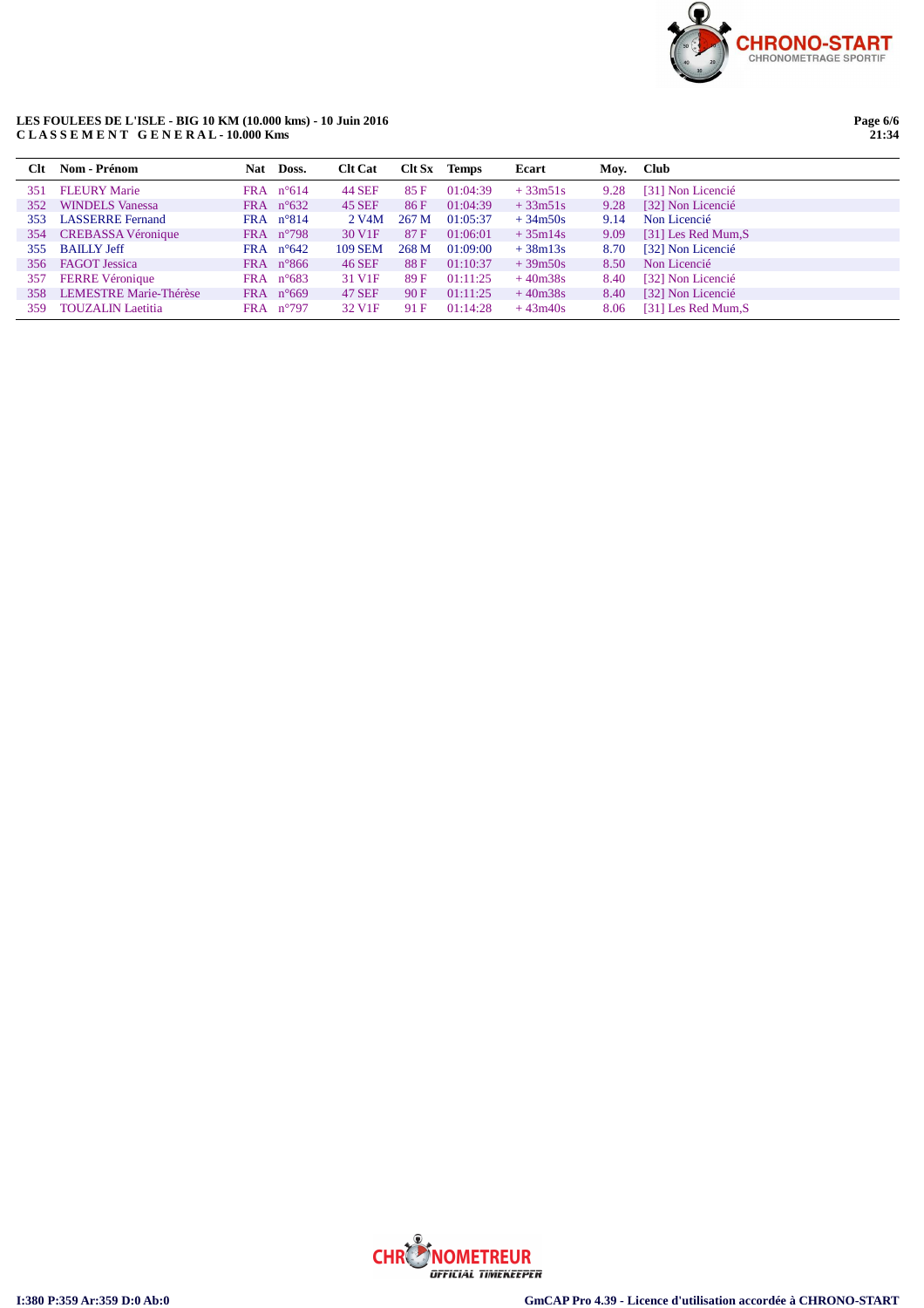**LES FOULEES DE L'ISLE - BIG 10 KM (10.000 kms) - 10 Juin 2016**
**C L A S S E M E N T   G E N E R A L - 10.000 Kms**

| Clt | Nom - Prénom | Nat | Doss. | Clt Cat | Clt Sx | Temps | Ecart | Moy. | Club |
|---|---|---|---|---|---|---|---|---|---|
| 351 | FLEURY Marie | FRA | n°614 | 44 SEF | 85 F | 01:04:39 | + 33m51s | 9.28 | [31] Non Licencié |
| 352 | WINDELS Vanessa | FRA | n°632 | 45 SEF | 86 F | 01:04:39 | + 33m51s | 9.28 | [32] Non Licencié |
| 353 | LASSERRE Fernand | FRA | n°814 | 2 V4M | 267 M | 01:05:37 | + 34m50s | 9.14 | Non Licencié |
| 354 | CREBASSA Véronique | FRA | n°798 | 30 V1F | 87 F | 01:06:01 | + 35m14s | 9.09 | [31] Les Red Mum,S |
| 355 | BAILLY Jeff | FRA | n°642 | 109 SEM | 268 M | 01:09:00 | + 38m13s | 8.70 | [32] Non Licencié |
| 356 | FAGOT Jessica | FRA | n°866 | 46 SEF | 88 F | 01:10:37 | + 39m50s | 8.50 | Non Licencié |
| 357 | FERRE Véronique | FRA | n°683 | 31 V1F | 89 F | 01:11:25 | + 40m38s | 8.40 | [32] Non Licencié |
| 358 | LEMESTRE Marie-Thérèse | FRA | n°669 | 47 SEF | 90 F | 01:11:25 | + 40m38s | 8.40 | [32] Non Licencié |
| 359 | TOUZALIN Laetitia | FRA | n°797 | 32 V1F | 91 F | 01:14:28 | + 43m40s | 8.06 | [31] Les Red Mum,S |

I:380 P:359 Ar:359 D:0 Ab:0

GmCAP Pro 4.39 - Licence d'utilisation accordée à CHRONO-START